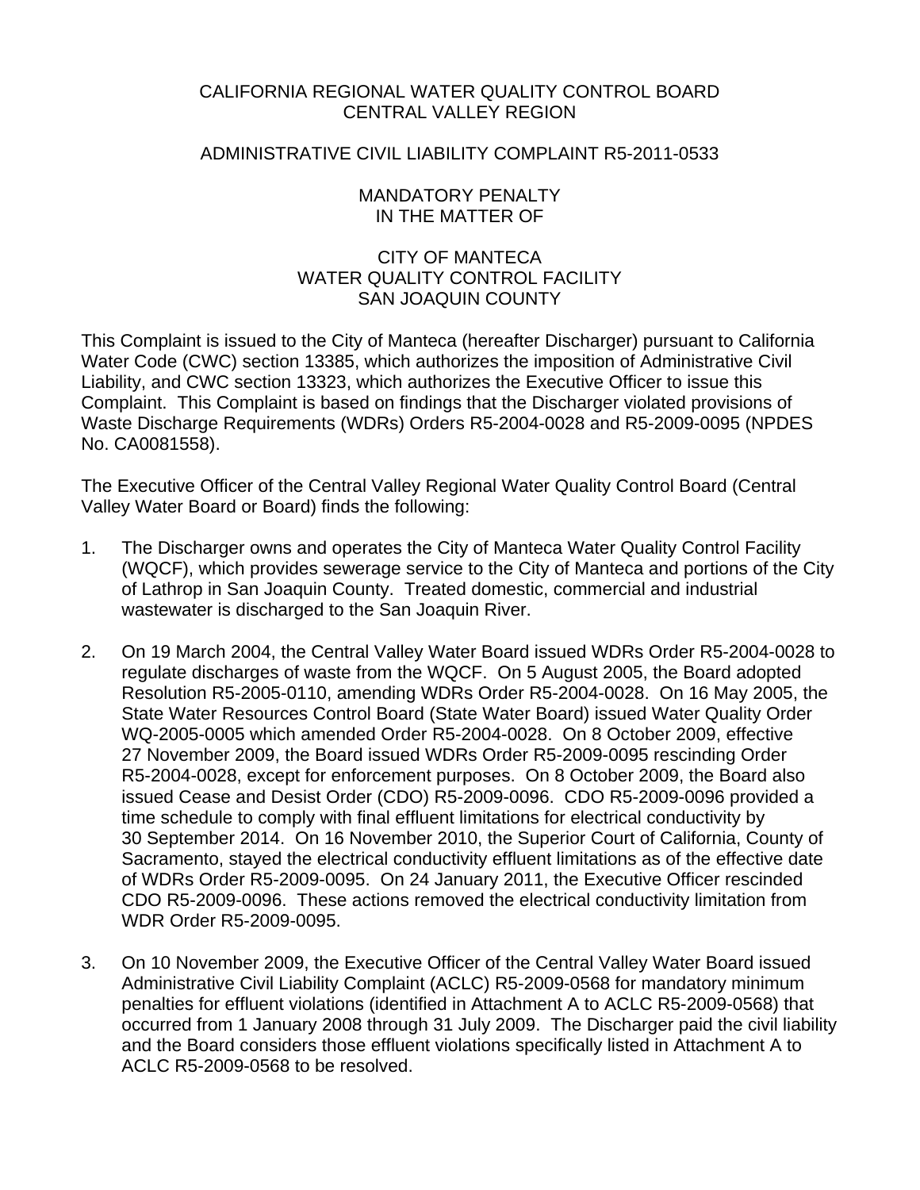CALIFORNIA REGIONAL WATER QUALITY CONTROL BOARD
CENTRAL VALLEY REGION

ADMINISTRATIVE CIVIL LIABILITY COMPLAINT R5-2011-0533

MANDATORY PENALTY
IN THE MATTER OF

CITY OF MANTECA
WATER QUALITY CONTROL FACILITY
SAN JOAQUIN COUNTY

This Complaint is issued to the City of Manteca (hereafter Discharger) pursuant to California Water Code (CWC) section 13385, which authorizes the imposition of Administrative Civil Liability, and CWC section 13323, which authorizes the Executive Officer to issue this Complaint. This Complaint is based on findings that the Discharger violated provisions of Waste Discharge Requirements (WDRs) Orders R5-2004-0028 and R5-2009-0095 (NPDES No. CA0081558).

The Executive Officer of the Central Valley Regional Water Quality Control Board (Central Valley Water Board or Board) finds the following:

1. The Discharger owns and operates the City of Manteca Water Quality Control Facility (WQCF), which provides sewerage service to the City of Manteca and portions of the City of Lathrop in San Joaquin County. Treated domestic, commercial and industrial wastewater is discharged to the San Joaquin River.

2. On 19 March 2004, the Central Valley Water Board issued WDRs Order R5-2004-0028 to regulate discharges of waste from the WQCF. On 5 August 2005, the Board adopted Resolution R5-2005-0110, amending WDRs Order R5-2004-0028. On 16 May 2005, the State Water Resources Control Board (State Water Board) issued Water Quality Order WQ-2005-0005 which amended Order R5-2004-0028. On 8 October 2009, effective 27 November 2009, the Board issued WDRs Order R5-2009-0095 rescinding Order R5-2004-0028, except for enforcement purposes. On 8 October 2009, the Board also issued Cease and Desist Order (CDO) R5-2009-0096. CDO R5-2009-0096 provided a time schedule to comply with final effluent limitations for electrical conductivity by 30 September 2014. On 16 November 2010, the Superior Court of California, County of Sacramento, stayed the electrical conductivity effluent limitations as of the effective date of WDRs Order R5-2009-0095. On 24 January 2011, the Executive Officer rescinded CDO R5-2009-0096. These actions removed the electrical conductivity limitation from WDR Order R5-2009-0095.

3. On 10 November 2009, the Executive Officer of the Central Valley Water Board issued Administrative Civil Liability Complaint (ACLC) R5-2009-0568 for mandatory minimum penalties for effluent violations (identified in Attachment A to ACLC R5-2009-0568) that occurred from 1 January 2008 through 31 July 2009. The Discharger paid the civil liability and the Board considers those effluent violations specifically listed in Attachment A to ACLC R5-2009-0568 to be resolved.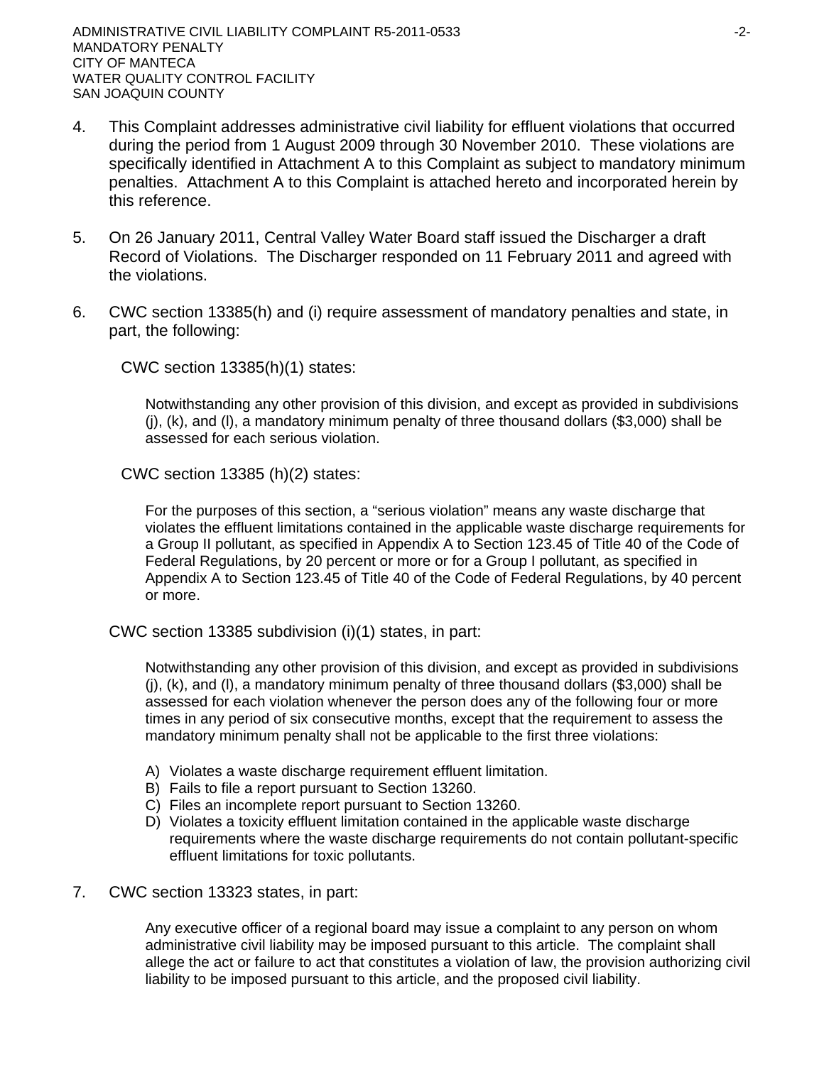4. This Complaint addresses administrative civil liability for effluent violations that occurred during the period from 1 August 2009 through 30 November 2010. These violations are specifically identified in Attachment A to this Complaint as subject to mandatory minimum penalties. Attachment A to this Complaint is attached hereto and incorporated herein by this reference.

5. On 26 January 2011, Central Valley Water Board staff issued the Discharger a draft Record of Violations. The Discharger responded on 11 February 2011 and agreed with the violations.

6. CWC section 13385(h) and (i) require assessment of mandatory penalties and state, in part, the following:

   CWC section 13385(h)(1) states:

   > Notwithstanding any other provision of this division, and except as provided in subdivisions (j), (k), and (l), a mandatory minimum penalty of three thousand dollars ($3,000) shall be assessed for each serious violation.

   CWC section 13385 (h)(2) states:

   > For the purposes of this section, a "serious violation" means any waste discharge that violates the effluent limitations contained in the applicable waste discharge requirements for a Group II pollutant, as specified in Appendix A to Section 123.45 of Title 40 of the Code of Federal Regulations, by 20 percent or more or for a Group I pollutant, as specified in Appendix A to Section 123.45 of Title 40 of the Code of Federal Regulations, by 40 percent or more.

   CWC section 13385 subdivision (i)(1) states, in part:

   > Notwithstanding any other provision of this division, and except as provided in subdivisions (j), (k), and (l), a mandatory minimum penalty of three thousand dollars ($3,000) shall be assessed for each violation whenever the person does any of the following four or more times in any period of six consecutive months, except that the requirement to assess the mandatory minimum penalty shall not be applicable to the first three violations:
   >
   > A) Violates a waste discharge requirement effluent limitation.
   > B) Fails to file a report pursuant to Section 13260.
   > C) Files an incomplete report pursuant to Section 13260.
   > D) Violates a toxicity effluent limitation contained in the applicable waste discharge requirements where the waste discharge requirements do not contain pollutant-specific effluent limitations for toxic pollutants.

7. CWC section 13323 states, in part:

   > Any executive officer of a regional board may issue a complaint to any person on whom administrative civil liability may be imposed pursuant to this article. The complaint shall allege the act or failure to act that constitutes a violation of law, the provision authorizing civil liability to be imposed pursuant to this article, and the proposed civil liability.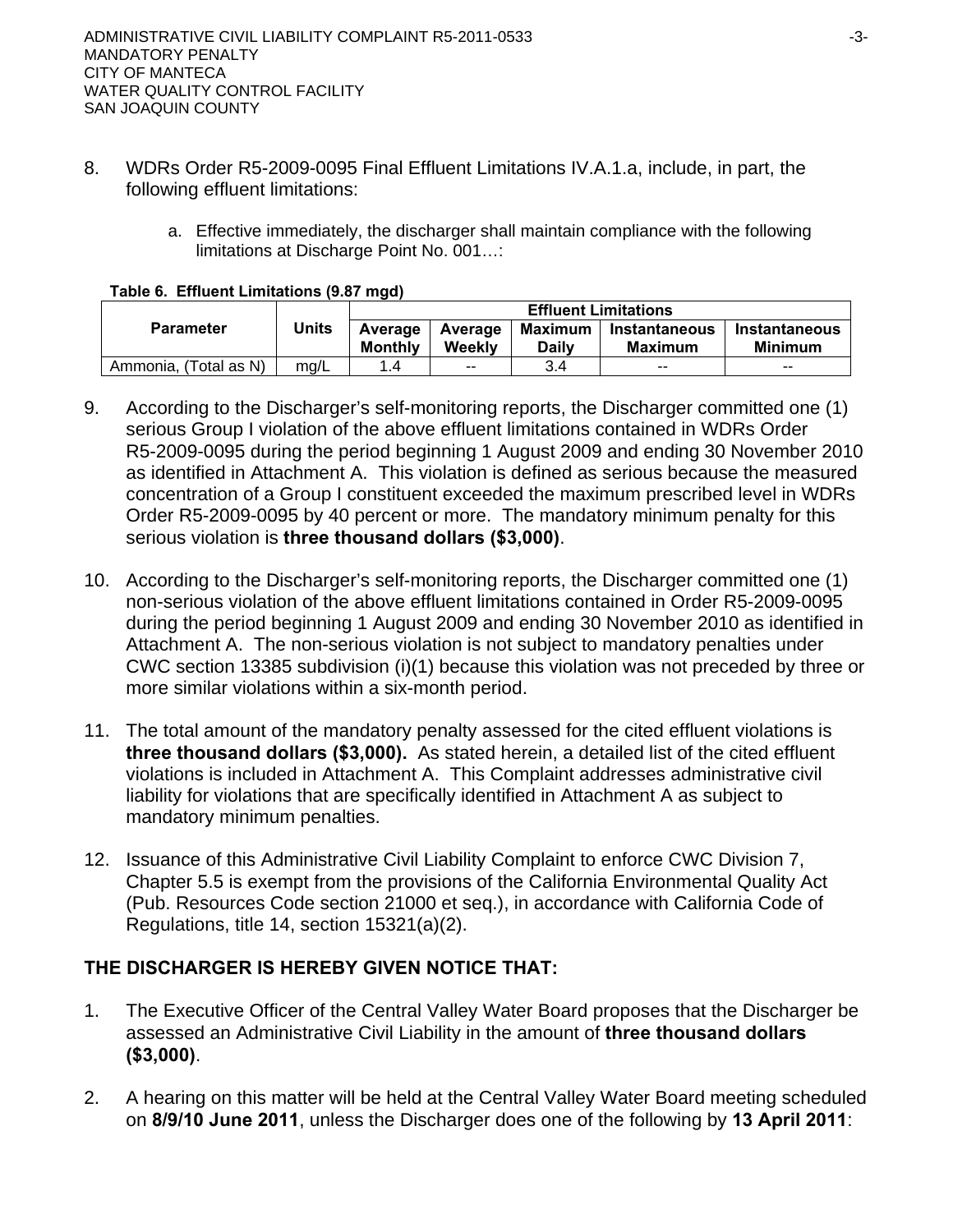8. WDRs Order R5-2009-0095 Final Effluent Limitations IV.A.1.a, include, in part, the following effluent limitations:

   a. Effective immediately, the discharger shall maintain compliance with the following limitations at Discharge Point No. 001…:

**Table 6. Effluent Limitations (9.87 mgd)**

| Parameter | Units | Effluent Limitations | | | | |
|---|---|---|---|---|---|---|
| | | Average Monthly | Average Weekly | Maximum Daily | Instantaneous Maximum | Instantaneous Minimum |
| Ammonia, (Total as N) | mg/L | 1.4 | -- | 3.4 | -- | -- |

9. According to the Discharger's self-monitoring reports, the Discharger committed one (1) serious Group I violation of the above effluent limitations contained in WDRs Order R5-2009-0095 during the period beginning 1 August 2009 and ending 30 November 2010 as identified in Attachment A. This violation is defined as serious because the measured concentration of a Group I constituent exceeded the maximum prescribed level in WDRs Order R5-2009-0095 by 40 percent or more. The mandatory minimum penalty for this serious violation is **three thousand dollars ($3,000)**.

10. According to the Discharger's self-monitoring reports, the Discharger committed one (1) non-serious violation of the above effluent limitations contained in Order R5-2009-0095 during the period beginning 1 August 2009 and ending 30 November 2010 as identified in Attachment A. The non-serious violation is not subject to mandatory penalties under CWC section 13385 subdivision (i)(1) because this violation was not preceded by three or more similar violations within a six-month period.

11. The total amount of the mandatory penalty assessed for the cited effluent violations is **three thousand dollars ($3,000).** As stated herein, a detailed list of the cited effluent violations is included in Attachment A. This Complaint addresses administrative civil liability for violations that are specifically identified in Attachment A as subject to mandatory minimum penalties.

12. Issuance of this Administrative Civil Liability Complaint to enforce CWC Division 7, Chapter 5.5 is exempt from the provisions of the California Environmental Quality Act (Pub. Resources Code section 21000 et seq.), in accordance with California Code of Regulations, title 14, section 15321(a)(2).

## THE DISCHARGER IS HEREBY GIVEN NOTICE THAT:

1. The Executive Officer of the Central Valley Water Board proposes that the Discharger be assessed an Administrative Civil Liability in the amount of **three thousand dollars ($3,000)**.

2. A hearing on this matter will be held at the Central Valley Water Board meeting scheduled on **8/9/10 June 2011**, unless the Discharger does one of the following by **13 April 2011**: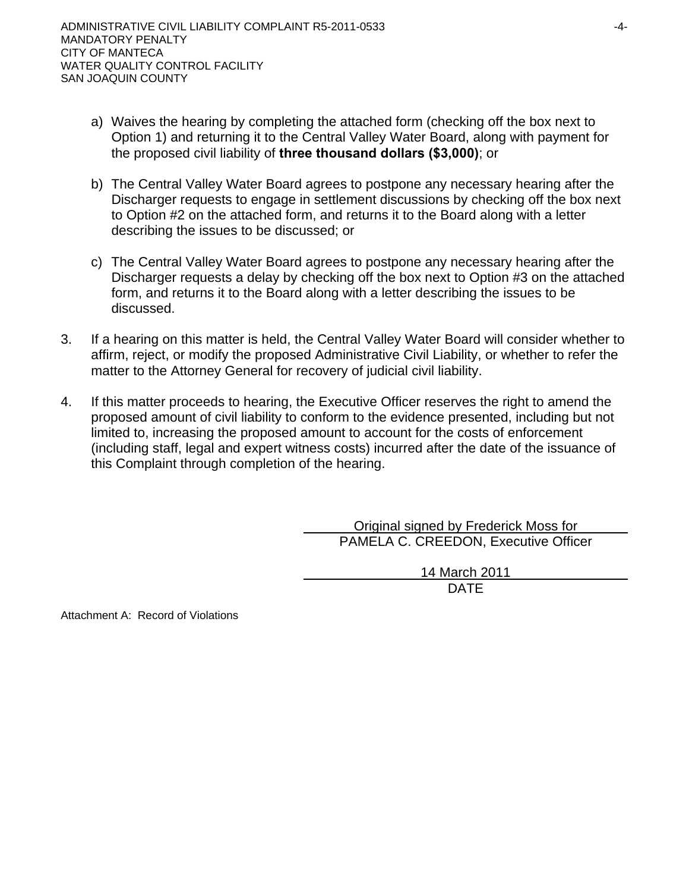a) Waives the hearing by completing the attached form (checking off the box next to Option 1) and returning it to the Central Valley Water Board, along with payment for the proposed civil liability of **three thousand dollars ($3,000)**; or

b) The Central Valley Water Board agrees to postpone any necessary hearing after the Discharger requests to engage in settlement discussions by checking off the box next to Option #2 on the attached form, and returns it to the Board along with a letter describing the issues to be discussed; or

c) The Central Valley Water Board agrees to postpone any necessary hearing after the Discharger requests a delay by checking off the box next to Option #3 on the attached form, and returns it to the Board along with a letter describing the issues to be discussed.

3. If a hearing on this matter is held, the Central Valley Water Board will consider whether to affirm, reject, or modify the proposed Administrative Civil Liability, or whether to refer the matter to the Attorney General for recovery of judicial civil liability.

4. If this matter proceeds to hearing, the Executive Officer reserves the right to amend the proposed amount of civil liability to conform to the evidence presented, including but not limited to, increasing the proposed amount to account for the costs of enforcement (including staff, legal and expert witness costs) incurred after the date of the issuance of this Complaint through completion of the hearing.

Original signed by Frederick Moss for
PAMELA C. CREEDON, Executive Officer

14 March 2011
DATE

Attachment A: Record of Violations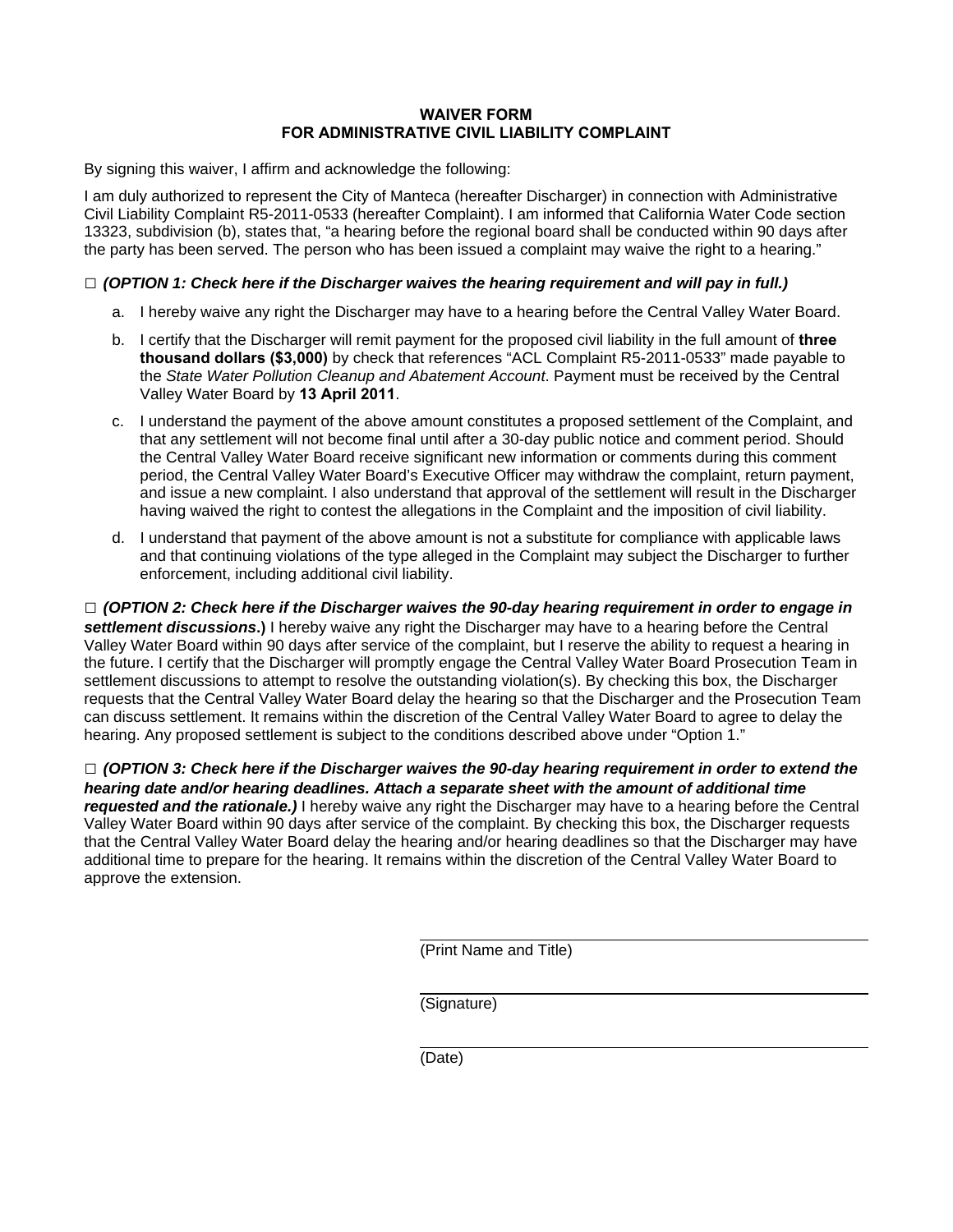# WAIVER FORM
# FOR ADMINISTRATIVE CIVIL LIABILITY COMPLAINT

By signing this waiver, I affirm and acknowledge the following:

I am duly authorized to represent the City of Manteca (hereafter Discharger) in connection with Administrative Civil Liability Complaint R5-2011-0533 (hereafter Complaint). I am informed that California Water Code section 13323, subdivision (b), states that, “a hearing before the regional board shall be conducted within 90 days after the party has been served. The person who has been issued a complaint may waive the right to a hearing.”

□ ***(OPTION 1: Check here if the Discharger waives the hearing requirement and will pay in full.)***

a. I hereby waive any right the Discharger may have to a hearing before the Central Valley Water Board.

b. I certify that the Discharger will remit payment for the proposed civil liability in the full amount of **three thousand dollars ($3,000)** by check that references “ACL Complaint R5-2011-0533” made payable to the *State Water Pollution Cleanup and Abatement Account*. Payment must be received by the Central Valley Water Board by **13 April 2011**.

c. I understand the payment of the above amount constitutes a proposed settlement of the Complaint, and that any settlement will not become final until after a 30-day public notice and comment period. Should the Central Valley Water Board receive significant new information or comments during this comment period, the Central Valley Water Board’s Executive Officer may withdraw the complaint, return payment, and issue a new complaint. I also understand that approval of the settlement will result in the Discharger having waived the right to contest the allegations in the Complaint and the imposition of civil liability.

d. I understand that payment of the above amount is not a substitute for compliance with applicable laws and that continuing violations of the type alleged in the Complaint may subject the Discharger to further enforcement, including additional civil liability.

□ ***(OPTION 2: Check here if the Discharger waives the 90-day hearing requirement in order to engage in settlement discussions.)*** I hereby waive any right the Discharger may have to a hearing before the Central Valley Water Board within 90 days after service of the complaint, but I reserve the ability to request a hearing in the future. I certify that the Discharger will promptly engage the Central Valley Water Board Prosecution Team in settlement discussions to attempt to resolve the outstanding violation(s). By checking this box, the Discharger requests that the Central Valley Water Board delay the hearing so that the Discharger and the Prosecution Team can discuss settlement. It remains within the discretion of the Central Valley Water Board to agree to delay the hearing. Any proposed settlement is subject to the conditions described above under “Option 1.”

□ ***(OPTION 3: Check here if the Discharger waives the 90-day hearing requirement in order to extend the hearing date and/or hearing deadlines. Attach a separate sheet with the amount of additional time requested and the rationale.)*** I hereby waive any right the Discharger may have to a hearing before the Central Valley Water Board within 90 days after service of the complaint. By checking this box, the Discharger requests that the Central Valley Water Board delay the hearing and/or hearing deadlines so that the Discharger may have additional time to prepare for the hearing. It remains within the discretion of the Central Valley Water Board to approve the extension.

\_\_\_\_\_\_\_\_\_\_\_\_\_\_\_\_\_\_\_\_\_\_\_\_\_\_\_\_\_\_\_\_\_\_\_\_
(Print Name and Title)

\_\_\_\_\_\_\_\_\_\_\_\_\_\_\_\_\_\_\_\_\_\_\_\_\_\_\_\_\_\_\_\_\_\_\_\_
(Signature)

\_\_\_\_\_\_\_\_\_\_\_\_\_\_\_\_\_\_\_\_\_\_\_\_\_\_\_\_\_\_\_\_\_\_\_\_
(Date)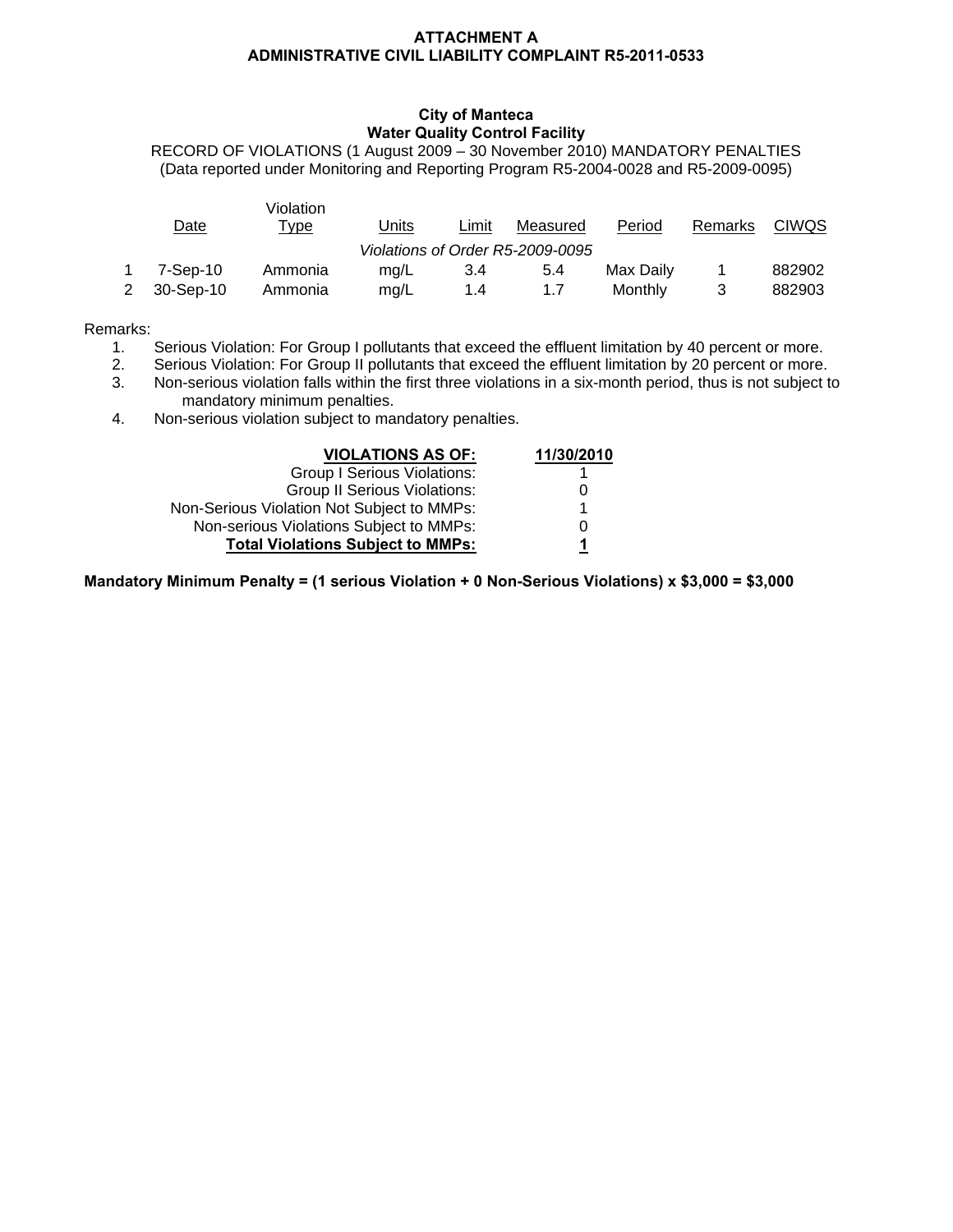**ATTACHMENT A**
**ADMINISTRATIVE CIVIL LIABILITY COMPLAINT R5-2011-0533**

**City of Manteca**
**Water Quality Control Facility**
RECORD OF VIOLATIONS (1 August 2009 – 30 November 2010) MANDATORY PENALTIES
(Data reported under Monitoring and Reporting Program R5-2004-0028 and R5-2009-0095)

| | Date | Violation Type | Units | Limit | Measured | Period | Remarks | CIWQS |
|---|---|---|---|---|---|---|---|---|
| | | | *Violations of Order R5-2009-0095* | | | | | |
| 1 | 7-Sep-10 | Ammonia | mg/L | 3.4 | 5.4 | Max Daily | 1 | 882902 |
| 2 | 30-Sep-10 | Ammonia | mg/L | 1.4 | 1.7 | Monthly | 3 | 882903 |

Remarks:
1. Serious Violation: For Group I pollutants that exceed the effluent limitation by 40 percent or more.
2. Serious Violation: For Group II pollutants that exceed the effluent limitation by 20 percent or more.
3. Non-serious violation falls within the first three violations in a six-month period, thus is not subject to mandatory minimum penalties.
4. Non-serious violation subject to mandatory penalties.

| **VIOLATIONS AS OF:** | **11/30/2010** |
|---|---|
| Group I Serious Violations: | 1 |
| Group II Serious Violations: | 0 |
| Non-Serious Violation Not Subject to MMPs: | 1 |
| Non-serious Violations Subject to MMPs: | 0 |
| **Total Violations Subject to MMPs:** | **1** |

**Mandatory Minimum Penalty = (1 serious Violation + 0 Non-Serious Violations) x $3,000 = $3,000**